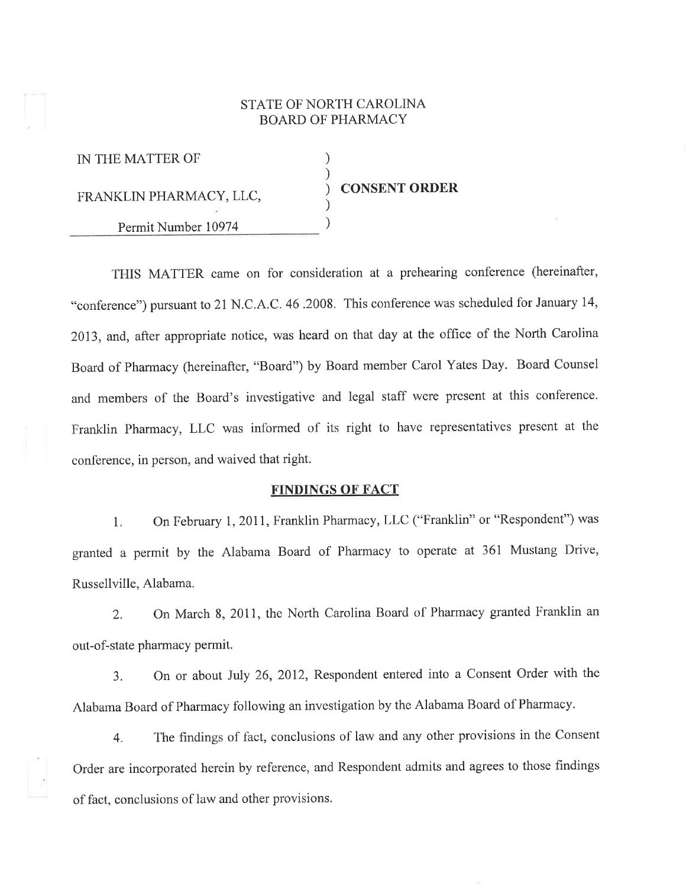STATE OF NORTH CAROLINA
BOARD OF PHARMACY

| | | |
|---|---|---|
| IN THE MATTER OF | ) | |
| | ) | |
| FRANKLIN PHARMACY, LLC, | ) | **CONSENT ORDER** |
| | ) | |
| Permit Number 10974 | ) | |

THIS MATTER came on for consideration at a prehearing conference (hereinafter, "conference") pursuant to 21 N.C.A.C. 46 .2008. This conference was scheduled for January 14, 2013, and, after appropriate notice, was heard on that day at the office of the North Carolina Board of Pharmacy (hereinafter, "Board") by Board member Carol Yates Day. Board Counsel and members of the Board's investigative and legal staff were present at this conference. Franklin Pharmacy, LLC was informed of its right to have representatives present at the conference, in person, and waived that right.

## FINDINGS OF FACT

1. On February 1, 2011, Franklin Pharmacy, LLC ("Franklin" or "Respondent") was granted a permit by the Alabama Board of Pharmacy to operate at 361 Mustang Drive, Russellville, Alabama.

2. On March 8, 2011, the North Carolina Board of Pharmacy granted Franklin an out-of-state pharmacy permit.

3. On or about July 26, 2012, Respondent entered into a Consent Order with the Alabama Board of Pharmacy following an investigation by the Alabama Board of Pharmacy.

4. The findings of fact, conclusions of law and any other provisions in the Consent Order are incorporated herein by reference, and Respondent admits and agrees to those findings of fact, conclusions of law and other provisions.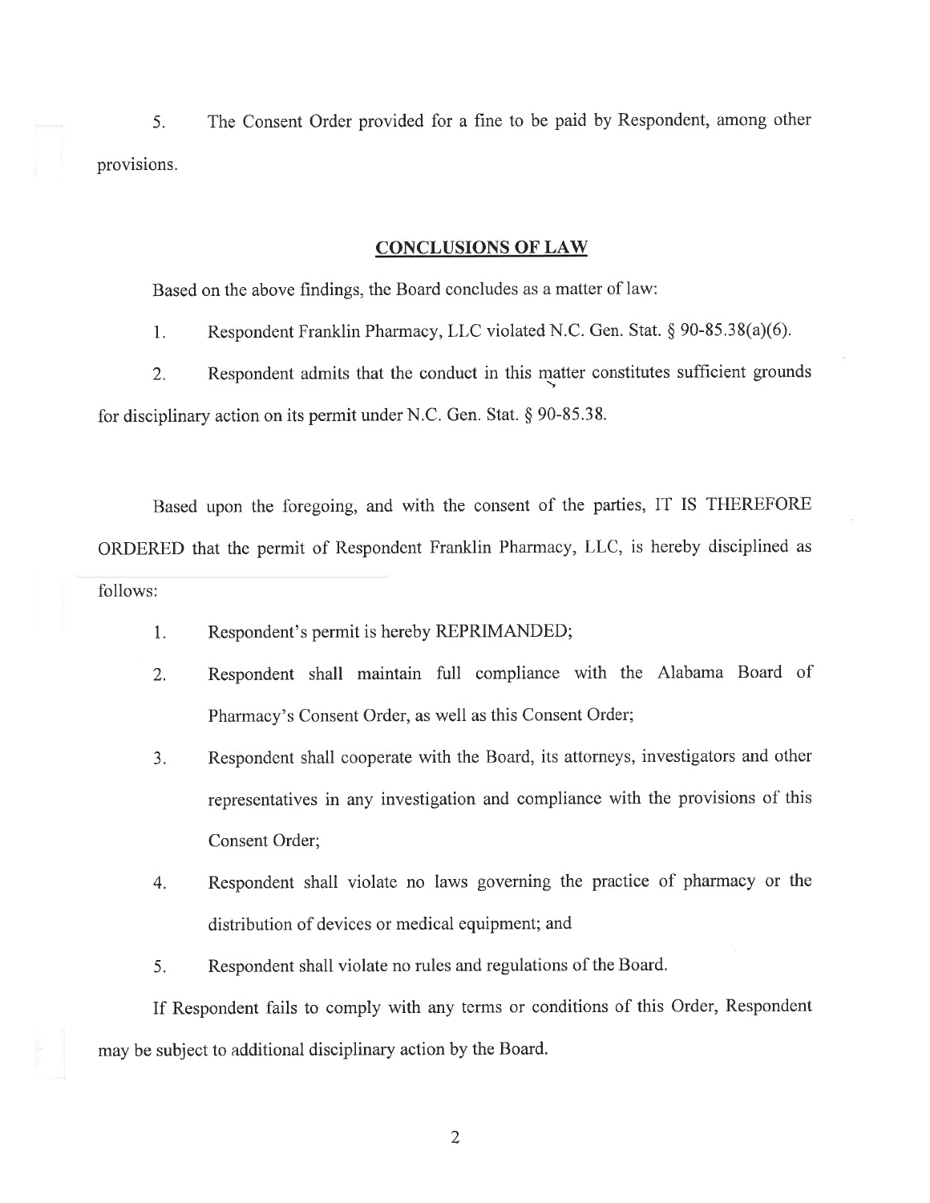5. The Consent Order provided for a fine to be paid by Respondent, among other provisions.

## CONCLUSIONS OF LAW

Based on the above findings, the Board concludes as a matter of law:

1. Respondent Franklin Pharmacy, LLC violated N.C. Gen. Stat. § 90-85.38(a)(6).

2. Respondent admits that the conduct in this matter constitutes sufficient grounds for disciplinary action on its permit under N.C. Gen. Stat. § 90-85.38.

Based upon the foregoing, and with the consent of the parties, IT IS THEREFORE ORDERED that the permit of Respondent Franklin Pharmacy, LLC, is hereby disciplined as follows:

1. Respondent's permit is hereby REPRIMANDED;
2. Respondent shall maintain full compliance with the Alabama Board of Pharmacy's Consent Order, as well as this Consent Order;
3. Respondent shall cooperate with the Board, its attorneys, investigators and other representatives in any investigation and compliance with the provisions of this Consent Order;
4. Respondent shall violate no laws governing the practice of pharmacy or the distribution of devices or medical equipment; and
5. Respondent shall violate no rules and regulations of the Board.

If Respondent fails to comply with any terms or conditions of this Order, Respondent may be subject to additional disciplinary action by the Board.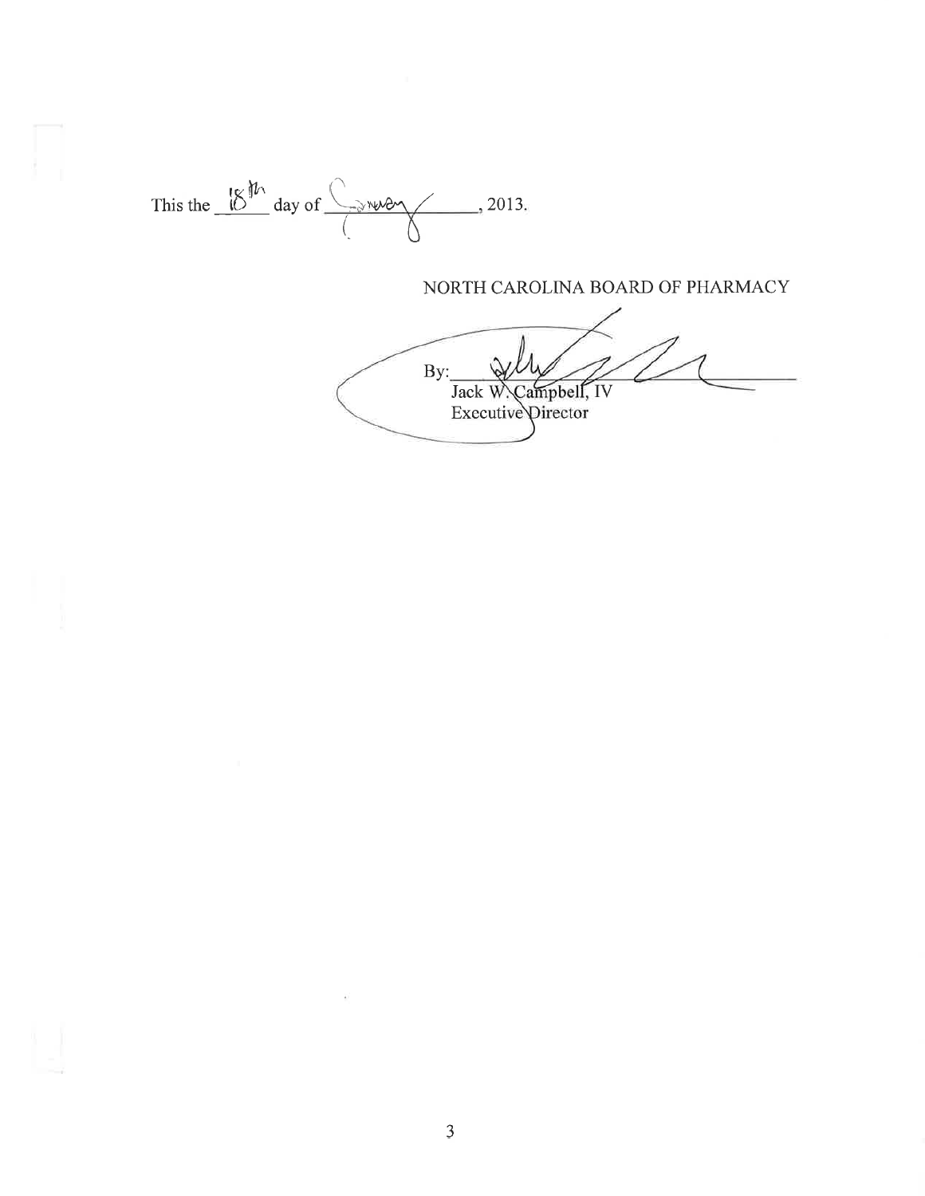This the 18th day of January, 2013.

NORTH CAROLINA BOARD OF PHARMACY

By: ______________________________
Jack W. Campbell, IV
Executive Director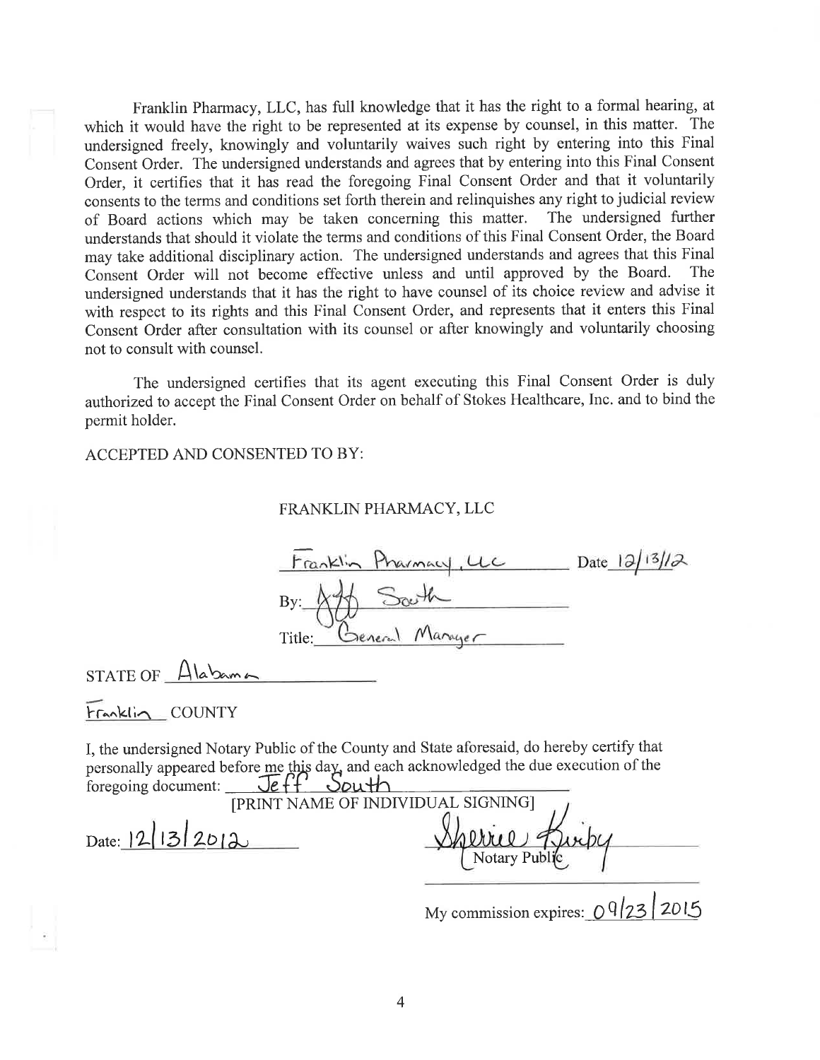Franklin Pharmacy, LLC, has full knowledge that it has the right to a formal hearing, at which it would have the right to be represented at its expense by counsel, in this matter. The undersigned freely, knowingly and voluntarily waives such right by entering into this Final Consent Order. The undersigned understands and agrees that by entering into this Final Consent Order, it certifies that it has read the foregoing Final Consent Order and that it voluntarily consents to the terms and conditions set forth therein and relinquishes any right to judicial review of Board actions which may be taken concerning this matter. The undersigned further understands that should it violate the terms and conditions of this Final Consent Order, the Board may take additional disciplinary action. The undersigned understands and agrees that this Final Consent Order will not become effective unless and until approved by the Board. The undersigned understands that it has the right to have counsel of its choice review and advise it with respect to its rights and this Final Consent Order, and represents that it enters this Final Consent Order after consultation with its counsel or after knowingly and voluntarily choosing not to consult with counsel.

The undersigned certifies that its agent executing this Final Consent Order is duly authorized to accept the Final Consent Order on behalf of Stokes Healthcare, Inc. and to bind the permit holder.

ACCEPTED AND CONSENTED TO BY:

FRANKLIN PHARMACY, LLC

Franklin Pharmacy, LLC Date 12/13/12

By: Jeff South

Title: General Manager

STATE OF Alabama

Franklin COUNTY

I, the undersigned Notary Public of the County and State aforesaid, do hereby certify that personally appeared before me this day, and each acknowledged the due execution of the foregoing document: Jeff South

[PRINT NAME OF INDIVIDUAL SIGNING]

Date: 12/13/2012

Sherrie Kirby
Notary Public

My commission expires: 09/23/2015